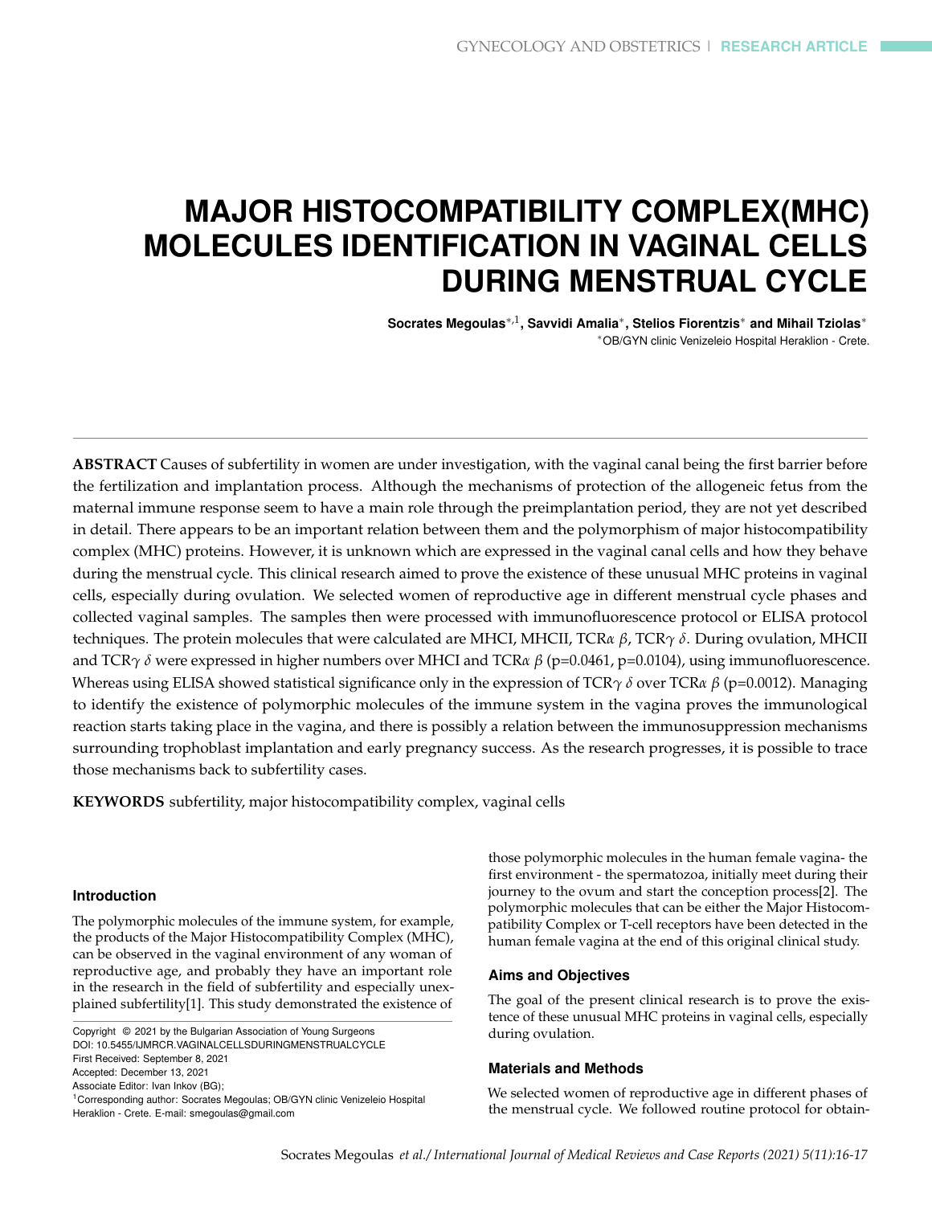# MAJOR HISTOCOMPATIBILITY COMPLEX(MHC) MOLECULES IDENTIFICATION IN VAGINAL CELLS DURING MENSTRUAL CYCLE

**Socrates Megoulas**[*,1], **Savvidi Amalia**[*], **Stelios Fiorentzis**[*] **and Mihail Tziolas**[*]

[*]OB/GYN clinic Venizeleio Hospital Heraklion - Crete.

**ABSTRACT** Causes of subfertility in women are under investigation, with the vaginal canal being the first barrier before the fertilization and implantation process. Although the mechanisms of protection of the allogeneic fetus from the maternal immune response seem to have a main role through the preimplantation period, they are not yet described in detail. There appears to be an important relation between them and the polymorphism of major histocompatibility complex (MHC) proteins. However, it is unknown which are expressed in the vaginal canal cells and how they behave during the menstrual cycle. This clinical research aimed to prove the existence of these unusual MHC proteins in vaginal cells, especially during ovulation. We selected women of reproductive age in different menstrual cycle phases and collected vaginal samples. The samples then were processed with immunofluorescence protocol or ELISA protocol techniques. The protein molecules that were calculated are MHCI, MHCII, TCR$\alpha$ $\beta$, TCR$\gamma$ $\delta$. During ovulation, MHCII and TCR$\gamma$ $\delta$ were expressed in higher numbers over MHCI and TCR$\alpha$ $\beta$ ($p=0.0461$, $p=0.0104$), using immunofluorescence. Whereas using ELISA showed statistical significance only in the expression of TCR$\gamma$ $\delta$ over TCR$\alpha$ $\beta$ ($p=0.0012$). Managing to identify the existence of polymorphic molecules of the immune system in the vagina proves the immunological reaction starts taking place in the vagina, and there is possibly a relation between the immunosuppression mechanisms surrounding trophoblast implantation and early pregnancy success. As the research progresses, it is possible to trace those mechanisms back to subfertility cases.

**KEYWORDS** subfertility, major histocompatibility complex, vaginal cells

## Introduction

The polymorphic molecules of the immune system, for example, the products of the Major Histocompatibility Complex (MHC), can be observed in the vaginal environment of any woman of reproductive age, and probably they have an important role in the research in the field of subfertility and especially unexplained subfertility[1]. This study demonstrated the existence of those polymorphic molecules in the human female vagina- the first environment - the spermatozoa, initially meet during their journey to the ovum and start the conception process[2]. The polymorphic molecules that can be either the Major Histocompatibility Complex or T-cell receptors have been detected in the human female vagina at the end of this original clinical study.

Copyright © 2021 by the Bulgarian Association of Young Surgeons
DOI: 10.5455/IJMRCR.VAGINALCELLSDURINGMENSTRUALCYCLE
First Received: September 8, 2021
Accepted: December 13, 2021
Associate Editor: Ivan Inkov (BG);
[1]Corresponding author: Socrates Megoulas; OB/GYN clinic Venizeleio Hospital Heraklion - Crete. E-mail: smegoulas@gmail.com

## Aims and Objectives

The goal of the present clinical research is to prove the existence of these unusual MHC proteins in vaginal cells, especially during ovulation.

## Materials and Methods

We selected women of reproductive age in different phases of the menstrual cycle. We followed routine protocol for obtain-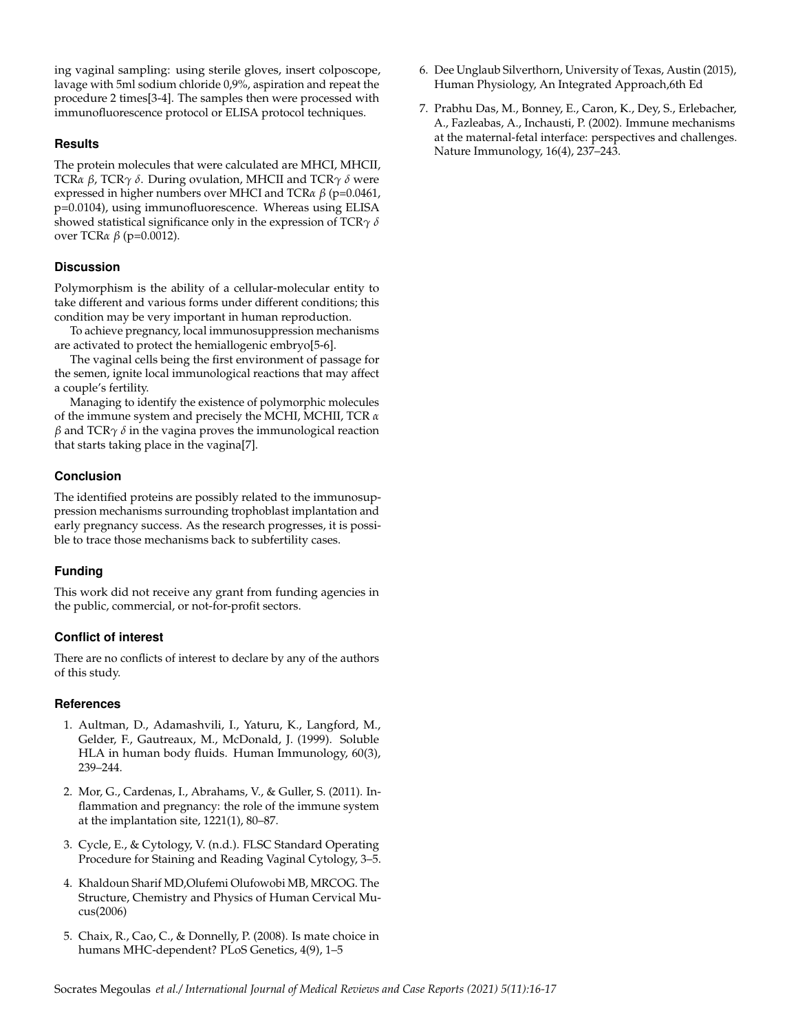ing vaginal sampling: using sterile gloves, insert colposcope, lavage with 5ml sodium chloride 0,9%, aspiration and repeat the procedure 2 times[3-4]. The samples then were processed with immunofluorescence protocol or ELISA protocol techniques.

## Results

The protein molecules that were calculated are MHCI, MHCII, TCR$\alpha$ $\beta$, TCR$\gamma$ $\delta$. During ovulation, MHCII and TCR$\gamma$ $\delta$ were expressed in higher numbers over MHCI and TCR$\alpha$ $\beta$ (p=0.0461, p=0.0104), using immunofluorescence. Whereas using ELISA showed statistical significance only in the expression of TCR$\gamma$ $\delta$ over TCR$\alpha$ $\beta$ (p=0.0012).

## Discussion

Polymorphism is the ability of a cellular-molecular entity to take different and various forms under different conditions; this condition may be very important in human reproduction.

To achieve pregnancy, local immunosuppression mechanisms are activated to protect the hemiallogenic embryo[5-6].

The vaginal cells being the first environment of passage for the semen, ignite local immunological reactions that may affect a couple's fertility.

Managing to identify the existence of polymorphic molecules of the immune system and precisely the MCHI, MCHII, TCR $\alpha$ $\beta$ and TCR$\gamma$ $\delta$ in the vagina proves the immunological reaction that starts taking place in the vagina[7].

## Conclusion

The identified proteins are possibly related to the immunosuppression mechanisms surrounding trophoblast implantation and early pregnancy success. As the research progresses, it is possible to trace those mechanisms back to subfertility cases.

## Funding

This work did not receive any grant from funding agencies in the public, commercial, or not-for-profit sectors.

## Conflict of interest

There are no conflicts of interest to declare by any of the authors of this study.

## References

1. Aultman, D., Adamashvili, I., Yaturu, K., Langford, M., Gelder, F., Gautreaux, M., McDonald, J. (1999). Soluble HLA in human body fluids. Human Immunology, 60(3), 239–244.
2. Mor, G., Cardenas, I., Abrahams, V., & Guller, S. (2011). Inflammation and pregnancy: the role of the immune system at the implantation site, 1221(1), 80–87.
3. Cycle, E., & Cytology, V. (n.d.). FLSC Standard Operating Procedure for Staining and Reading Vaginal Cytology, 3–5.
4. Khaldoun Sharif MD,Olufemi Olufowobi MB, MRCOG. The Structure, Chemistry and Physics of Human Cervical Mucus(2006)
5. Chaix, R., Cao, C., & Donnelly, P. (2008). Is mate choice in humans MHC-dependent? PLoS Genetics, 4(9), 1–5
6. Dee Unglaub Silverthorn, University of Texas, Austin (2015), Human Physiology, An Integrated Approach,6th Ed
7. Prabhu Das, M., Bonney, E., Caron, K., Dey, S., Erlebacher, A., Fazleabas, A., Inchausti, P. (2002). Immune mechanisms at the maternal-fetal interface: perspectives and challenges. Nature Immunology, 16(4), 237–243.